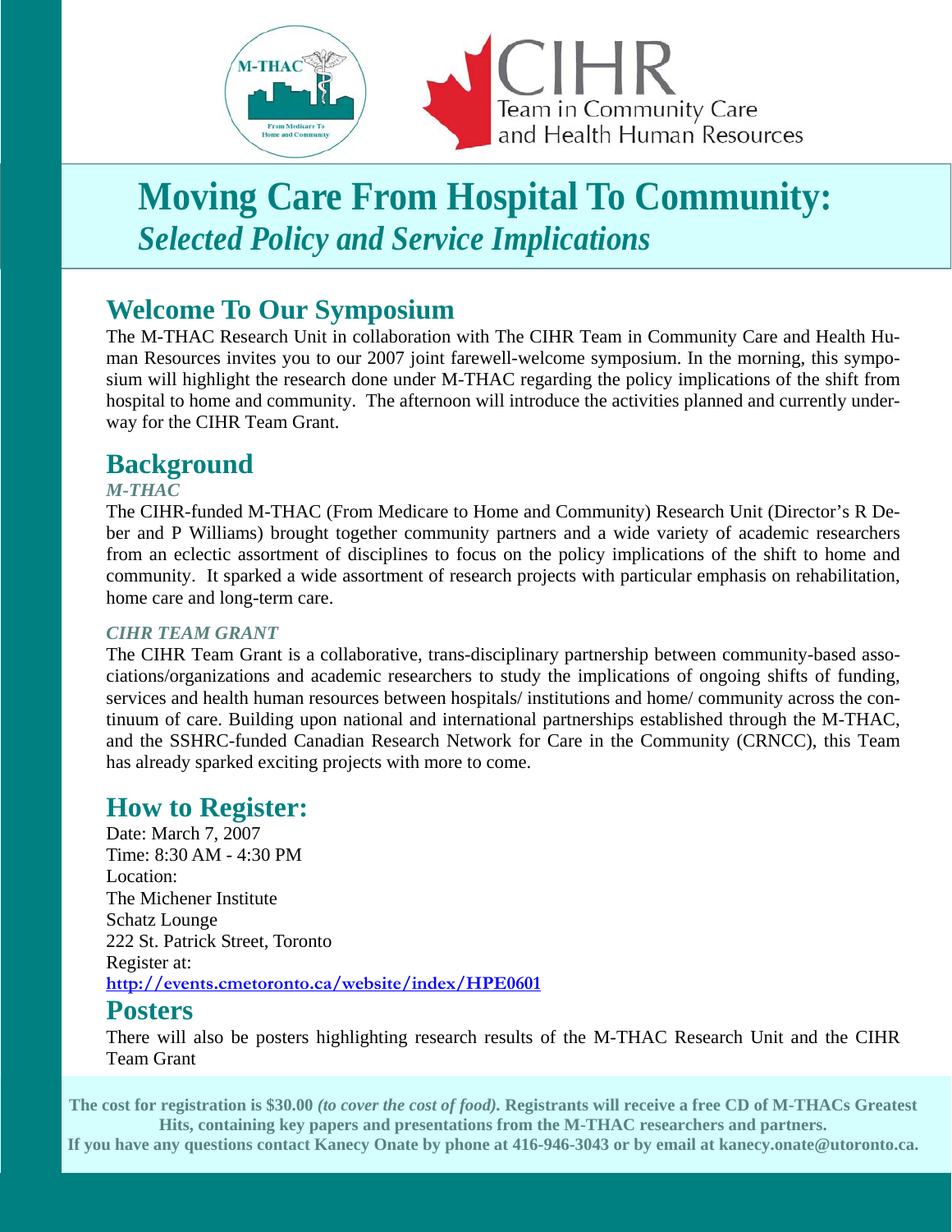# Moving Care From Hospital To Community:

## *Selected Policy and Service Implications*

## Welcome To Our Symposium

The M-THAC Research Unit in collaboration with The CIHR Team in Community Care and Health Human Resources invites you to our 2007 joint farewell-welcome symposium. In the morning, this symposium will highlight the research done under M-THAC regarding the policy implications of the shift from hospital to home and community. The afternoon will introduce the activities planned and currently underway for the CIHR Team Grant.

## Background

### *M-THAC*

The CIHR-funded M-THAC (From Medicare to Home and Community) Research Unit (Director's R Deber and P Williams) brought together community partners and a wide variety of academic researchers from an eclectic assortment of disciplines to focus on the policy implications of the shift to home and community. It sparked a wide assortment of research projects with particular emphasis on rehabilitation, home care and long-term care.

### *CIHR TEAM GRANT*

The CIHR Team Grant is a collaborative, trans-disciplinary partnership between community-based associations/organizations and academic researchers to study the implications of ongoing shifts of funding, services and health human resources between hospitals/ institutions and home/ community across the continuum of care. Building upon national and international partnerships established through the M-THAC, and the SSHRC-funded Canadian Research Network for Care in the Community (CRNCC), this Team has already sparked exciting projects with more to come.

## How to Register:

Date: March 7, 2007
Time: 8:30 AM - 4:30 PM
Location:
The Michener Institute
Schatz Lounge
222 St. Patrick Street, Toronto
Register at:
**http://events.cmetoronto.ca/website/index/HPE0601**

## Posters

There will also be posters highlighting research results of the M-THAC Research Unit and the CIHR Team Grant

**The cost for registration is $30.00** ***(to cover the cost of food).*** **Registrants will receive a free CD of M-THACs Greatest Hits, containing key papers and presentations from the M-THAC researchers and partners.**
**If you have any questions contact Kanecy Onate by phone at 416-946-3043 or by email at kanecy.onate@utoronto.ca.**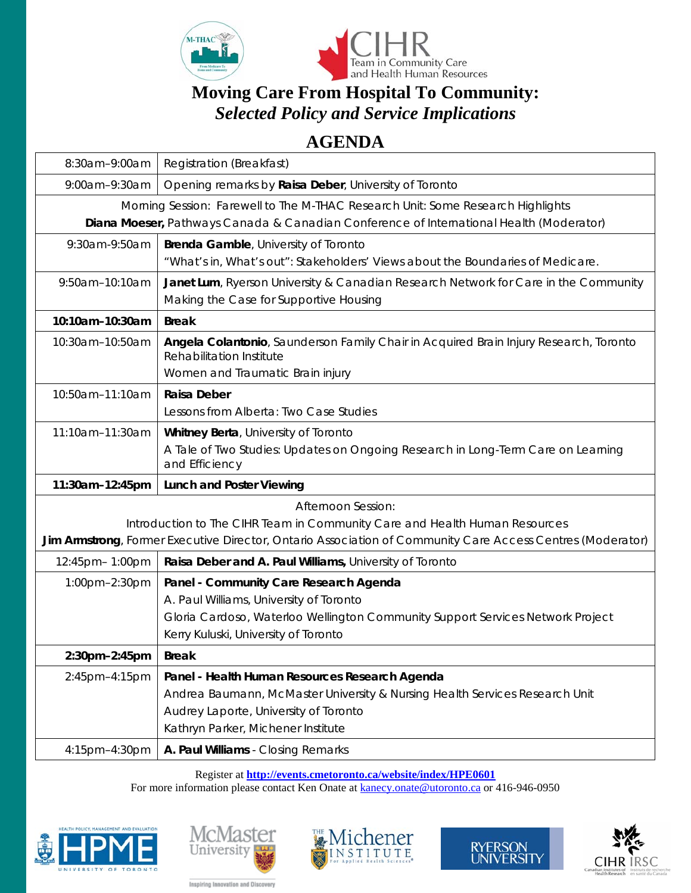# Moving Care From Hospital To Community:

## *Selected Policy and Service Implications*

## AGENDA

| | |
|---|---|
| 8:30am–9:00am | Registration (Breakfast) |
| 9:00am–9:30am | Opening remarks by **Raisa Deber**, University of Toronto |
| Morning Session: Farewell to The M-THAC Research Unit: Some Research Highlights<br>**Diana Moeser,** Pathways Canada & Canadian Conference of International Health (Moderator) | |
| 9:30am-9:50am | **Brenda Gamble**, University of Toronto<br>"What's in, What's out": Stakeholders' Views about the Boundaries of Medicare. |
| 9:50am–10:10am | **Janet Lum**, Ryerson University & Canadian Research Network for Care in the Community<br>Making the Case for Supportive Housing |
| **10:10am–10:30am** | **Break** |
| 10:30am–10:50am | **Angela Colantonio**, Saunderson Family Chair in Acquired Brain Injury Research, Toronto Rehabilitation Institute<br>Women and Traumatic Brain injury |
| 10:50am–11:10am | **Raisa Deber**<br>Lessons from Alberta: Two Case Studies |
| 11:10am–11:30am | **Whitney Berta**, University of Toronto<br>A Tale of Two Studies: Updates on Ongoing Research in Long-Term Care on Learning and Efficiency |
| **11:30am–12:45pm** | **Lunch and Poster Viewing** |
| Afternoon Session:<br>Introduction to The CIHR Team in Community Care and Health Human Resources<br>**Jim Armstrong**, Former Executive Director, Ontario Association of Community Care Access Centres (Moderator) | |
| 12:45pm– 1:00pm | **Raisa Deber and A. Paul Williams,** University of Toronto |
| 1:00pm–2:30pm | **Panel - Community Care Research Agenda**<br>A. Paul Williams, University of Toronto<br>Gloria Cardoso, Waterloo Wellington Community Support Services Network Project<br>Kerry Kuluski, University of Toronto |
| **2:30pm–2:45pm** | **Break** |
| 2:45pm–4:15pm | **Panel - Health Human Resources Research Agenda**<br>Andrea Baumann, McMaster University & Nursing Health Services Research Unit<br>Audrey Laporte, University of Toronto<br>Kathryn Parker, Michener Institute |
| 4:15pm–4:30pm | **A. Paul Williams** - Closing Remarks |

Register at **http://events.cmetoronto.ca/website/index/HPE0601**

For more information please contact Ken Onate at kanecy.onate@utoronto.ca or 416-946-0950